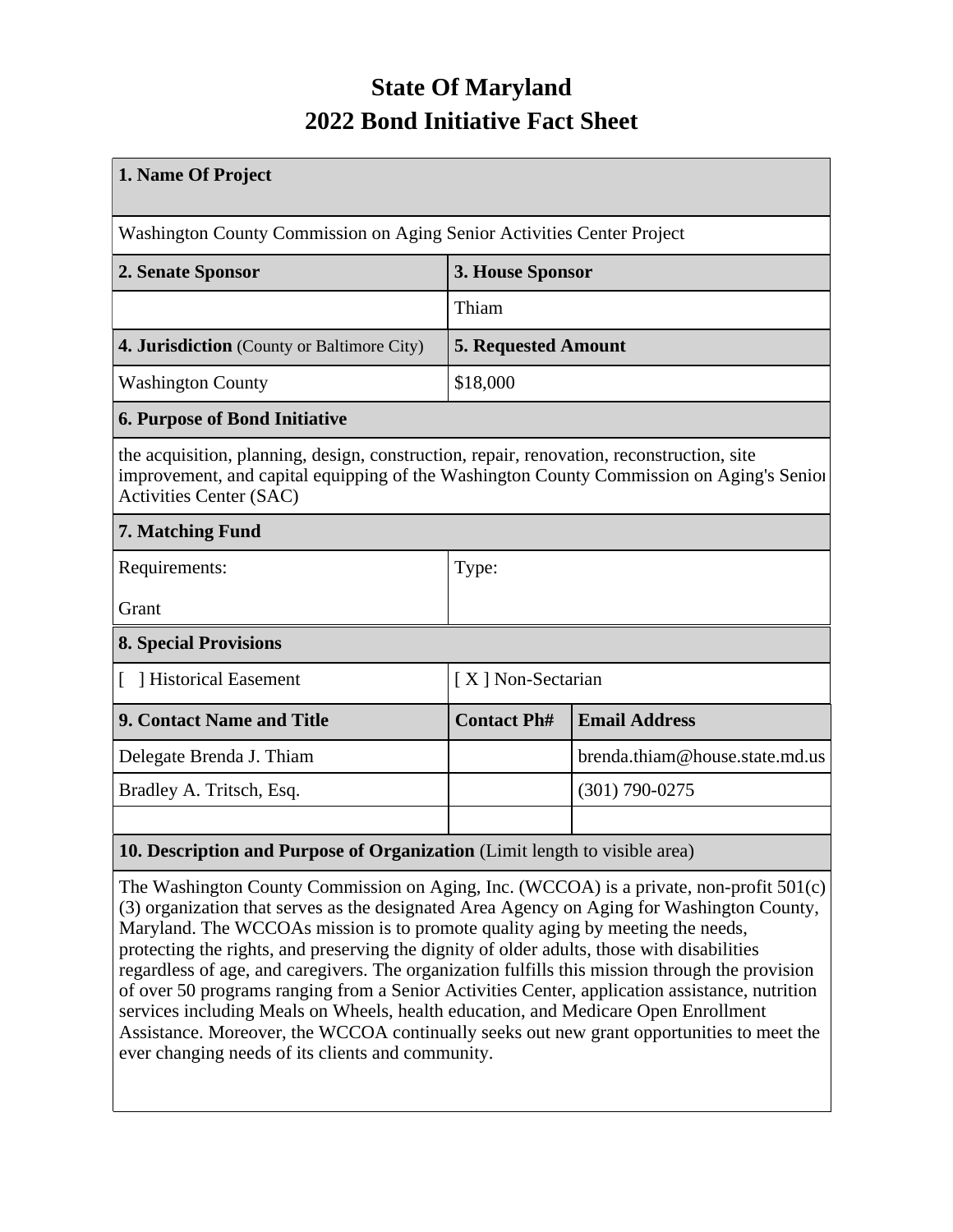# State Of Maryland
# 2022 Bond Initiative Fact Sheet

| 1. Name Of Project | | |
|---|---|---|
| Washington County Commission on Aging Senior Activities Center Project | | |
| **2. Senate Sponsor** | **3. House Sponsor** | |
| | Thiam | |
| **4. Jurisdiction** (County or Baltimore City) | **5. Requested Amount** | |
| Washington County | $18,000 | |
| **6. Purpose of Bond Initiative** | | |
| the acquisition, planning, design, construction, repair, renovation, reconstruction, site improvement, and capital equipping of the Washington County Commission on Aging's Senior Activities Center (SAC) | | |
| **7. Matching Fund** | | |
| Requirements:<br><br>Grant | Type: | |
| **8. Special Provisions** | | |
| [ ] Historical Easement | [ X ] Non-Sectarian | |
| **9. Contact Name and Title** | **Contact Ph#** | **Email Address** |
| Delegate Brenda J. Thiam | | brenda.thiam@house.state.md.us |
| Bradley A. Tritsch, Esq. | | (301) 790-0275 |
| | | |
| **10. Description and Purpose of Organization** (Limit length to visible area) | | |
| The Washington County Commission on Aging, Inc. (WCCOA) is a private, non-profit 501(c)(3) organization that serves as the designated Area Agency on Aging for Washington County, Maryland. The WCCOAs mission is to promote quality aging by meeting the needs, protecting the rights, and preserving the dignity of older adults, those with disabilities regardless of age, and caregivers. The organization fulfills this mission through the provision of over 50 programs ranging from a Senior Activities Center, application assistance, nutrition services including Meals on Wheels, health education, and Medicare Open Enrollment Assistance. Moreover, the WCCOA continually seeks out new grant opportunities to meet the ever changing needs of its clients and community. | | |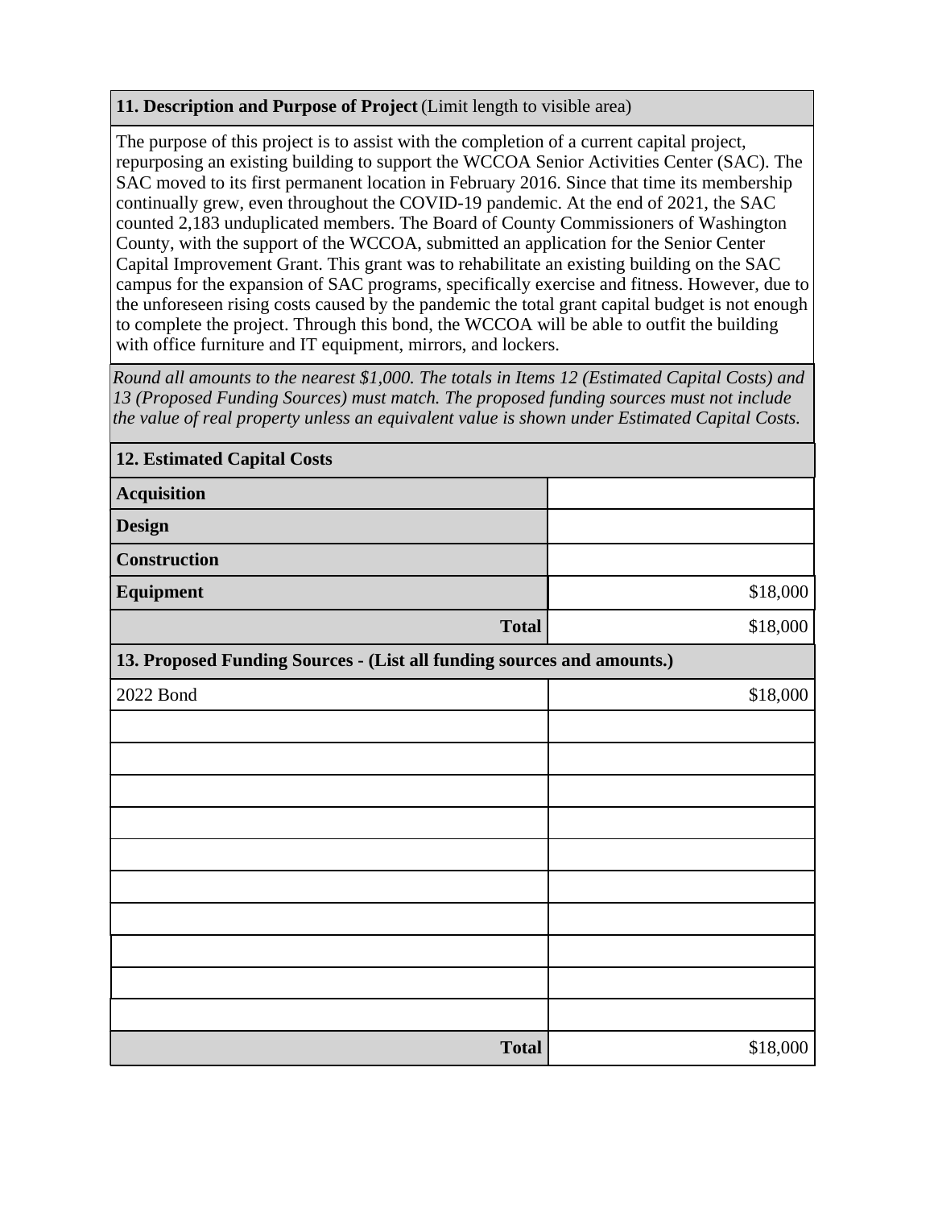**11. Description and Purpose of Project** (Limit length to visible area)

The purpose of this project is to assist with the completion of a current capital project, repurposing an existing building to support the WCCOA Senior Activities Center (SAC). The SAC moved to its first permanent location in February 2016. Since that time its membership continually grew, even throughout the COVID-19 pandemic. At the end of 2021, the SAC counted 2,183 unduplicated members. The Board of County Commissioners of Washington County, with the support of the WCCOA, submitted an application for the Senior Center Capital Improvement Grant. This grant was to rehabilitate an existing building on the SAC campus for the expansion of SAC programs, specifically exercise and fitness. However, due to the unforeseen rising costs caused by the pandemic the total grant capital budget is not enough to complete the project. Through this bond, the WCCOA will be able to outfit the building with office furniture and IT equipment, mirrors, and lockers.

*Round all amounts to the nearest $1,000. The totals in Items 12 (Estimated Capital Costs) and 13 (Proposed Funding Sources) must match. The proposed funding sources must not include the value of real property unless an equivalent value is shown under Estimated Capital Costs.*

| **12. Estimated Capital Costs** | |
|---|---|
| **Acquisition** | |
| **Design** | |
| **Construction** | |
| **Equipment** | $18,000 |
| **Total** | $18,000 |

| **13. Proposed Funding Sources - (List all funding sources and amounts.)** | |
|---|---|
| 2022 Bond | $18,000 |
| | |
| | |
| | |
| | |
| | |
| | |
| | |
| | |
| | |
| | |
| **Total** | $18,000 |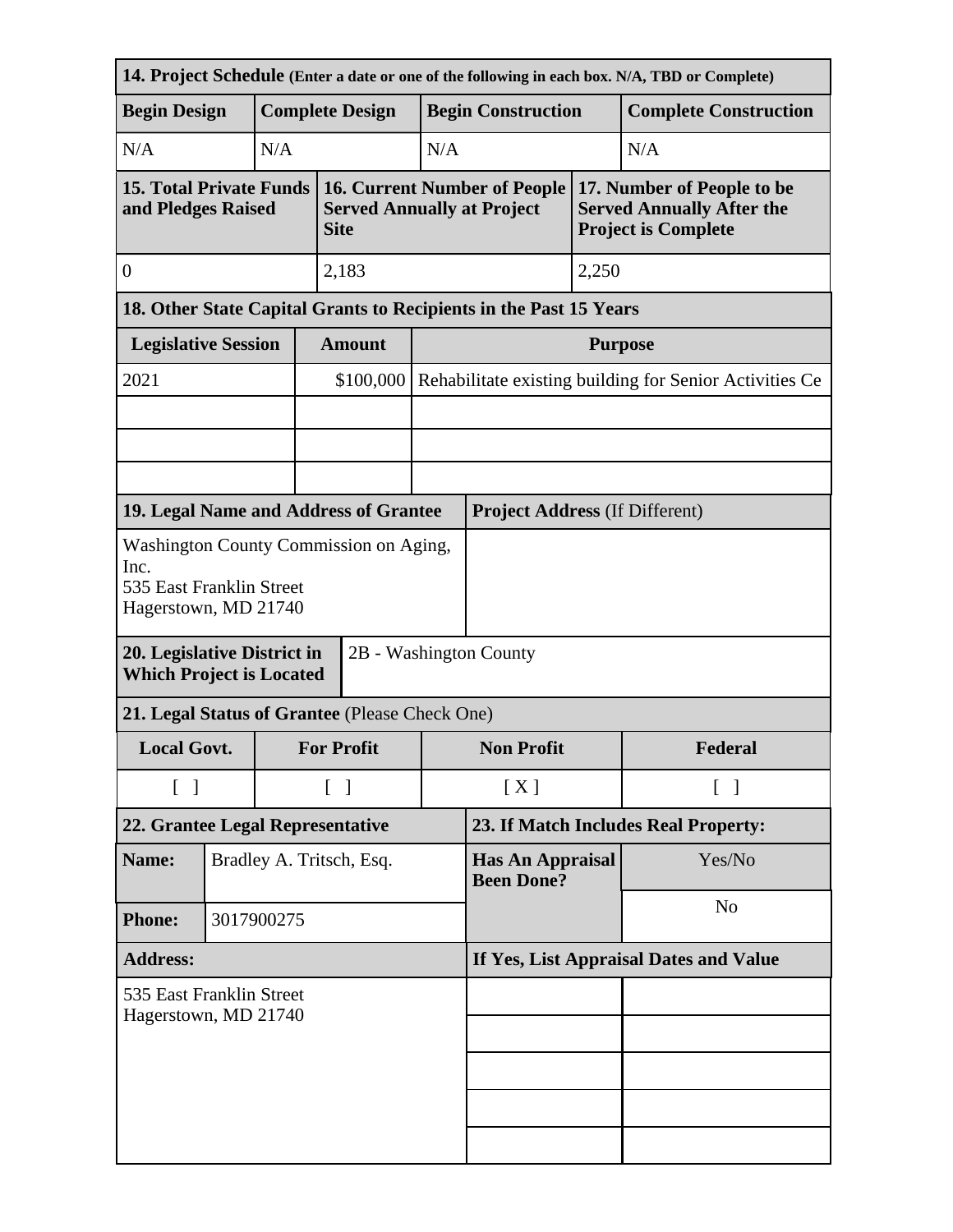| 14. Project Schedule (Enter a date or one of the following in each box. N/A, TBD or Complete) | | | |
|---|---|---|---|
| **Begin Design** | **Complete Design** | **Begin Construction** | **Complete Construction** |
| N/A | N/A | N/A | N/A |

| 15. Total Private Funds and Pledges Raised | 16. Current Number of People Served Annually at Project Site | 17. Number of People to be Served Annually After the Project is Complete |
|---|---|---|
| 0 | 2,183 | 2,250 |

| 18. Other State Capital Grants to Recipients in the Past 15 Years | | |
|---|---|---|
| **Legislative Session** | **Amount** | **Purpose** |
| 2021 | $100,000 | Rehabilitate existing building for Senior Activities Ce |
| | | |
| | | |
| | | |

| 19. Legal Name and Address of Grantee | Project Address (If Different) |
|---|---|
| Washington County Commission on Aging, Inc.<br>535 East Franklin Street<br>Hagerstown, MD 21740 | |

| 20. Legislative District in Which Project is Located | 2B - Washington County |
|---|---|

| 21. Legal Status of Grantee (Please Check One) | | | |
|---|---|---|---|
| **Local Govt.** | **For Profit** | **Non Profit** | **Federal** |
| [ ] | [ ] | [ X ] | [ ] |

| 22. Grantee Legal Representative | | 23. If Match Includes Real Property: | |
|---|---|---|---|
| **Name:** | Bradley A. Tritsch, Esq. | **Has An Appraisal Been Done?** | Yes/No |
| **Phone:** | 3017900275 | | No |
| **Address:** | | **If Yes, List Appraisal Dates and Value** | |
| 535 East Franklin Street<br>Hagerstown, MD 21740 | | | |
| | | | |
| | | | |
| | | | |
| | | | |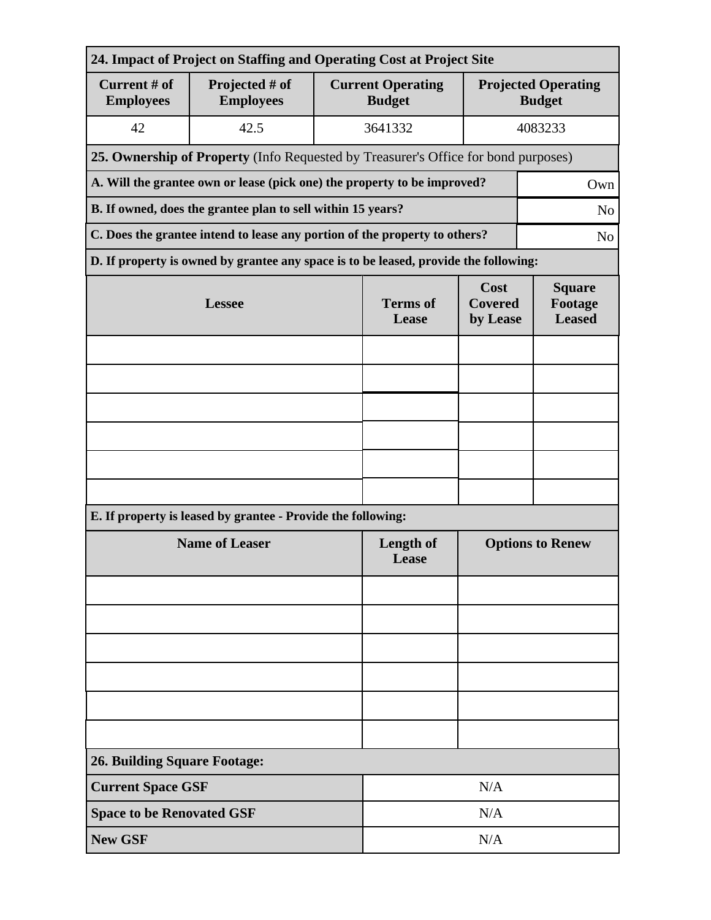## 24. Impact of Project on Staffing and Operating Cost at Project Site

| Current # of Employees | Projected # of Employees | Current Operating Budget | Projected Operating Budget |
|---|---|---|---|
| 42 | 42.5 | 3641332 | 4083233 |

## 25. Ownership of Property (Info Requested by Treasurer's Office for bond purposes)

| Question | Answer |
|---|---|
| **A. Will the grantee own or lease (pick one) the property to be improved?** | Own |
| **B. If owned, does the grantee plan to sell within 15 years?** | No |
| **C. Does the grantee intend to lease any portion of the property to others?** | No |

**D. If property is owned by grantee any space is to be leased, provide the following:**

| Lessee | Terms of Lease | Cost Covered by Lease | Square Footage Leased |
|---|---|---|---|
| | | | |
| | | | |
| | | | |
| | | | |
| | | | |
| | | | |

**E. If property is leased by grantee - Provide the following:**

| Name of Leaser | Length of Lease | Options to Renew |
|---|---|---|
| | | |
| | | |
| | | |
| | | |
| | | |
| | | |

## 26. Building Square Footage:

| | |
|---|---|
| **Current Space GSF** | N/A |
| **Space to be Renovated GSF** | N/A |
| **New GSF** | N/A |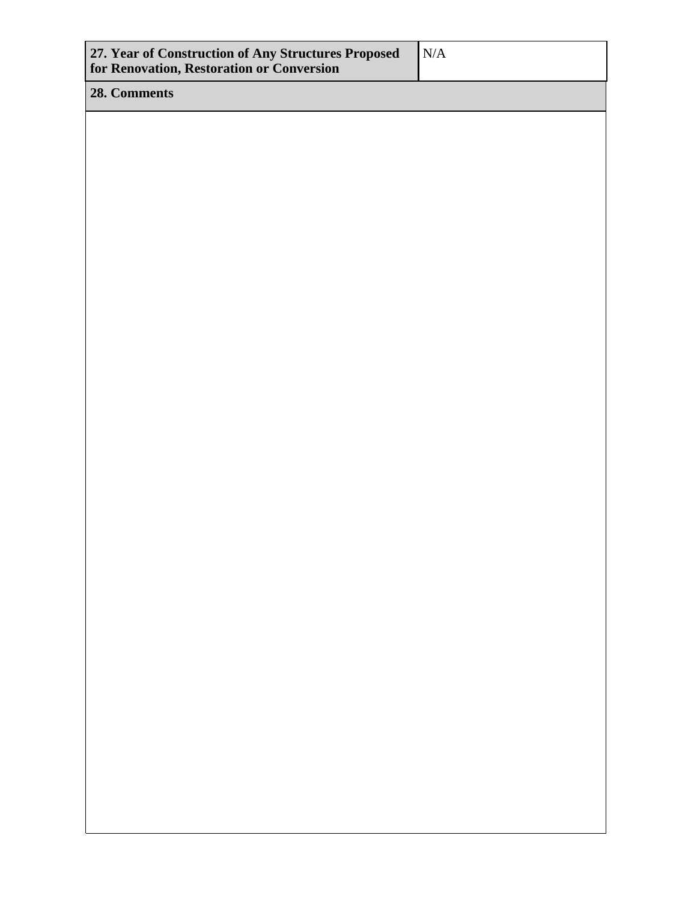| | |
|---|---|
| **27. Year of Construction of Any Structures Proposed for Renovation, Restoration or Conversion** | N/A |

| |
|---|
| **28. Comments** |
| |